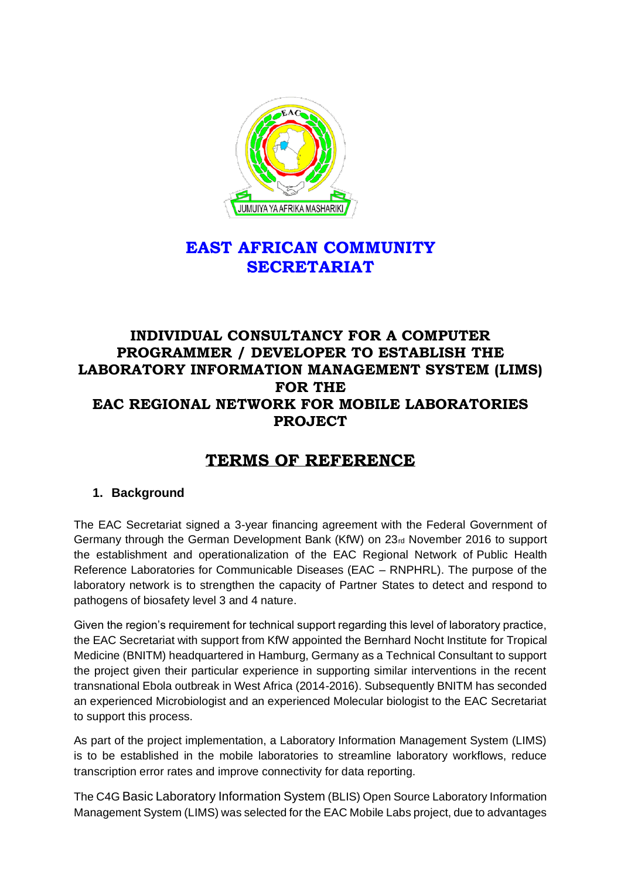# EAST AFRICAN COMMUNITY SECRETARIAT

## INDIVIDUAL CONSULTANCY FOR A COMPUTER PROGRAMMER / DEVELOPER TO ESTABLISH THE LABORATORY INFORMATION MANAGEMENT SYSTEM (LIMS) FOR THE EAC REGIONAL NETWORK FOR MOBILE LABORATORIES PROJECT

## TERMS OF REFERENCE

### 1. Background

The EAC Secretariat signed a 3-year financing agreement with the Federal Government of Germany through the German Development Bank (KfW) on 23rd November 2016 to support the establishment and operationalization of the EAC Regional Network of Public Health Reference Laboratories for Communicable Diseases (EAC – RNPHRL). The purpose of the laboratory network is to strengthen the capacity of Partner States to detect and respond to pathogens of biosafety level 3 and 4 nature.

Given the region's requirement for technical support regarding this level of laboratory practice, the EAC Secretariat with support from KfW appointed the Bernhard Nocht Institute for Tropical Medicine (BNITM) headquartered in Hamburg, Germany as a Technical Consultant to support the project given their particular experience in supporting similar interventions in the recent transnational Ebola outbreak in West Africa (2014-2016). Subsequently BNITM has seconded an experienced Microbiologist and an experienced Molecular biologist to the EAC Secretariat to support this process.

As part of the project implementation, a Laboratory Information Management System (LIMS) is to be established in the mobile laboratories to streamline laboratory workflows, reduce transcription error rates and improve connectivity for data reporting.

The C4G Basic Laboratory Information System (BLIS) Open Source Laboratory Information Management System (LIMS) was selected for the EAC Mobile Labs project, due to advantages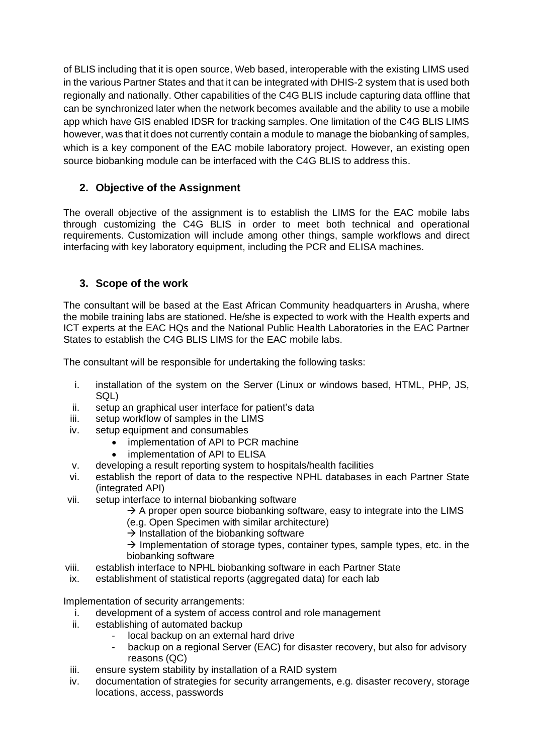of BLIS including that it is open source, Web based, interoperable with the existing LIMS used in the various Partner States and that it can be integrated with DHIS-2 system that is used both regionally and nationally. Other capabilities of the C4G BLIS include capturing data offline that can be synchronized later when the network becomes available and the ability to use a mobile app which have GIS enabled IDSR for tracking samples. One limitation of the C4G BLIS LIMS however, was that it does not currently contain a module to manage the biobanking of samples, which is a key component of the EAC mobile laboratory project. However, an existing open source biobanking module can be interfaced with the C4G BLIS to address this.

## 2. Objective of the Assignment

The overall objective of the assignment is to establish the LIMS for the EAC mobile labs through customizing the C4G BLIS in order to meet both technical and operational requirements. Customization will include among other things, sample workflows and direct interfacing with key laboratory equipment, including the PCR and ELISA machines.

## 3. Scope of the work

The consultant will be based at the East African Community headquarters in Arusha, where the mobile training labs are stationed. He/she is expected to work with the Health experts and ICT experts at the EAC HQs and the National Public Health Laboratories in the EAC Partner States to establish the C4G BLIS LIMS for the EAC mobile labs.

The consultant will be responsible for undertaking the following tasks:

i. installation of the system on the Server (Linux or windows based, HTML, PHP, JS, SQL)
ii. setup an graphical user interface for patient's data
iii. setup workflow of samples in the LIMS
iv. setup equipment and consumables
    - implementation of API to PCR machine
    - implementation of API to ELISA
v. developing a result reporting system to hospitals/health facilities
vi. establish the report of data to the respective NPHL databases in each Partner State (integrated API)
vii. setup interface to internal biobanking software
    → A proper open source biobanking software, easy to integrate into the LIMS (e.g. Open Specimen with similar architecture)
    → Installation of the biobanking software
    → Implementation of storage types, container types, sample types, etc. in the biobanking software
viii. establish interface to NPHL biobanking software in each Partner State
ix. establishment of statistical reports (aggregated data) for each lab

Implementation of security arrangements:

i. development of a system of access control and role management
ii. establishing of automated backup
    - local backup on an external hard drive
    - backup on a regional Server (EAC) for disaster recovery, but also for advisory reasons (QC)
iii. ensure system stability by installation of a RAID system
iv. documentation of strategies for security arrangements, e.g. disaster recovery, storage locations, access, passwords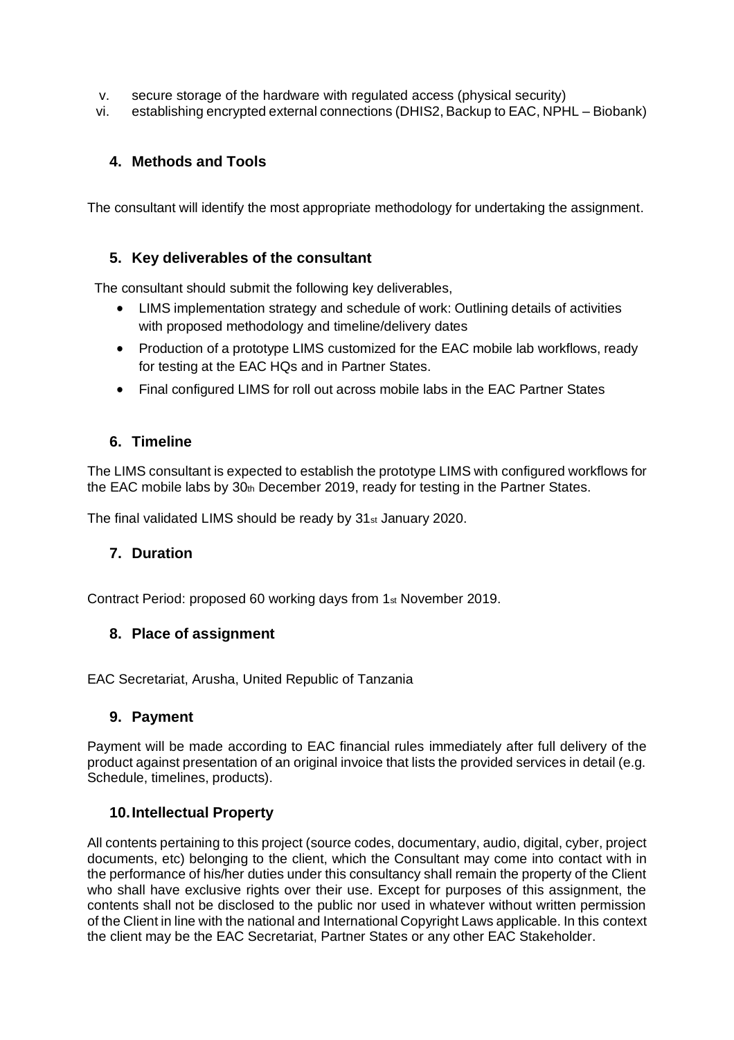v. secure storage of the hardware with regulated access (physical security)
vi. establishing encrypted external connections (DHIS2, Backup to EAC, NPHL – Biobank)

## 4. Methods and Tools

The consultant will identify the most appropriate methodology for undertaking the assignment.

## 5. Key deliverables of the consultant

The consultant should submit the following key deliverables,

- LIMS implementation strategy and schedule of work: Outlining details of activities with proposed methodology and timeline/delivery dates
- Production of a prototype LIMS customized for the EAC mobile lab workflows, ready for testing at the EAC HQs and in Partner States.
- Final configured LIMS for roll out across mobile labs in the EAC Partner States

## 6. Timeline

The LIMS consultant is expected to establish the prototype LIMS with configured workflows for the EAC mobile labs by 30th December 2019, ready for testing in the Partner States.

The final validated LIMS should be ready by 31st January 2020.

## 7. Duration

Contract Period: proposed 60 working days from 1st November 2019.

## 8. Place of assignment

EAC Secretariat, Arusha, United Republic of Tanzania

## 9. Payment

Payment will be made according to EAC financial rules immediately after full delivery of the product against presentation of an original invoice that lists the provided services in detail (e.g. Schedule, timelines, products).

## 10. Intellectual Property

All contents pertaining to this project (source codes, documentary, audio, digital, cyber, project documents, etc) belonging to the client, which the Consultant may come into contact with in the performance of his/her duties under this consultancy shall remain the property of the Client who shall have exclusive rights over their use. Except for purposes of this assignment, the contents shall not be disclosed to the public nor used in whatever without written permission of the Client in line with the national and International Copyright Laws applicable. In this context the client may be the EAC Secretariat, Partner States or any other EAC Stakeholder.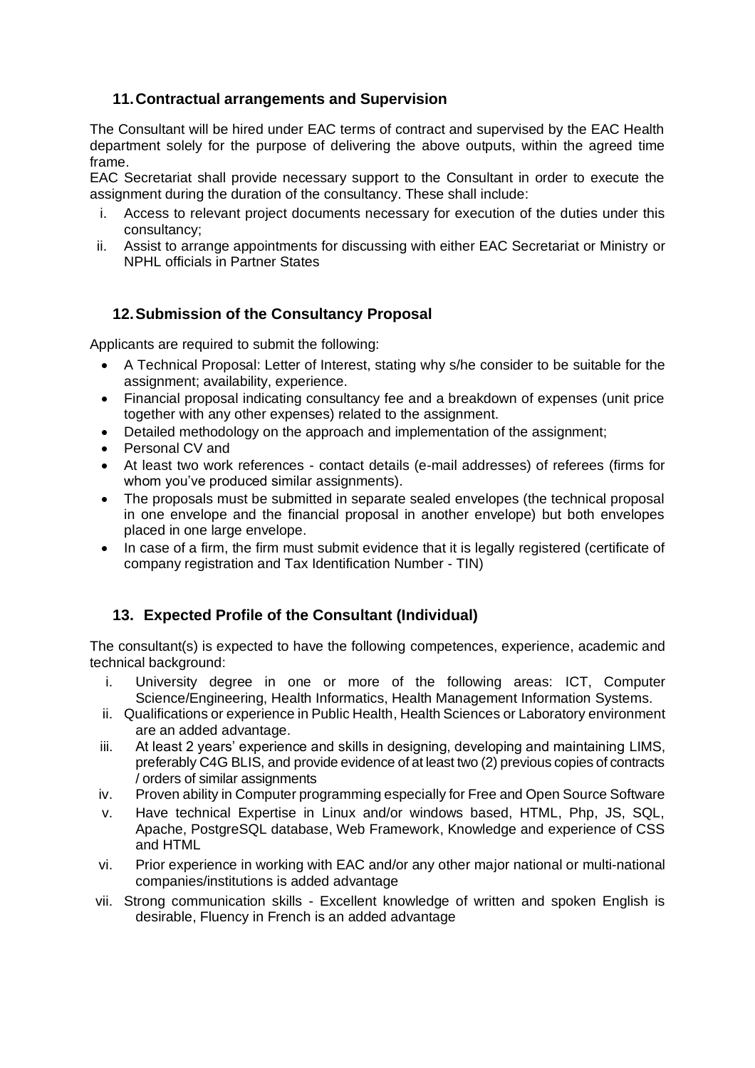## 11. Contractual arrangements and Supervision

The Consultant will be hired under EAC terms of contract and supervised by the EAC Health department solely for the purpose of delivering the above outputs, within the agreed time frame.

EAC Secretariat shall provide necessary support to the Consultant in order to execute the assignment during the duration of the consultancy. These shall include:

i. Access to relevant project documents necessary for execution of the duties under this consultancy;
ii. Assist to arrange appointments for discussing with either EAC Secretariat or Ministry or NPHL officials in Partner States

## 12. Submission of the Consultancy Proposal

Applicants are required to submit the following:

- A Technical Proposal: Letter of Interest, stating why s/he consider to be suitable for the assignment; availability, experience.
- Financial proposal indicating consultancy fee and a breakdown of expenses (unit price together with any other expenses) related to the assignment.
- Detailed methodology on the approach and implementation of the assignment;
- Personal CV and
- At least two work references - contact details (e-mail addresses) of referees (firms for whom you've produced similar assignments).
- The proposals must be submitted in separate sealed envelopes (the technical proposal in one envelope and the financial proposal in another envelope) but both envelopes placed in one large envelope.
- In case of a firm, the firm must submit evidence that it is legally registered (certificate of company registration and Tax Identification Number - TIN)

## 13. Expected Profile of the Consultant (Individual)

The consultant(s) is expected to have the following competences, experience, academic and technical background:

i. University degree in one or more of the following areas: ICT, Computer Science/Engineering, Health Informatics, Health Management Information Systems.
ii. Qualifications or experience in Public Health, Health Sciences or Laboratory environment are an added advantage.
iii. At least 2 years' experience and skills in designing, developing and maintaining LIMS, preferably C4G BLIS, and provide evidence of at least two (2) previous copies of contracts / orders of similar assignments
iv. Proven ability in Computer programming especially for Free and Open Source Software
v. Have technical Expertise in Linux and/or windows based, HTML, Php, JS, SQL, Apache, PostgreSQL database, Web Framework, Knowledge and experience of CSS and HTML
vi. Prior experience in working with EAC and/or any other major national or multi-national companies/institutions is added advantage
vii. Strong communication skills - Excellent knowledge of written and spoken English is desirable, Fluency in French is an added advantage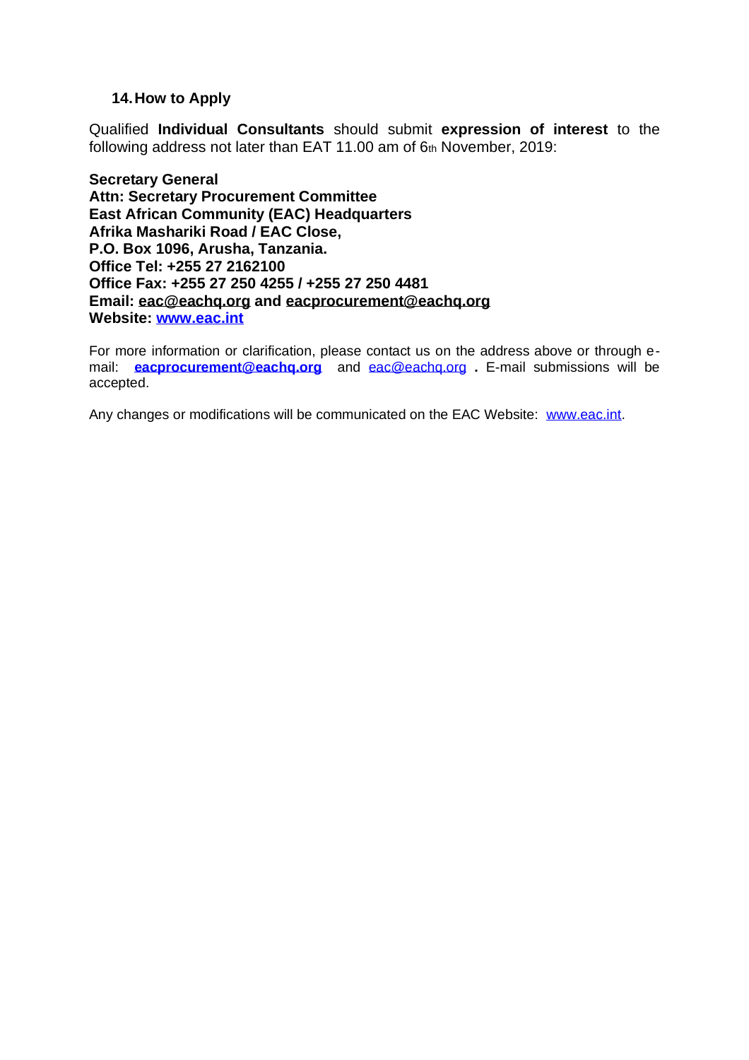## 14. How to Apply

Qualified **Individual Consultants** should submit **expression of interest** to the following address not later than EAT 11.00 am of 6th November, 2019:

**Secretary General**
**Attn: Secretary Procurement Committee**
**East African Community (EAC) Headquarters**
**Afrika Mashariki Road / EAC Close,**
**P.O. Box 1096, Arusha, Tanzania.**
**Office Tel: +255 27 2162100**
**Office Fax: +255 27 250 4255 / +255 27 250 4481**
**Email: eac@eachq.org and eacprocurement@eachq.org**
**Website: www.eac.int**

For more information or clarification, please contact us on the address above or through e-mail: **eacprocurement@eachq.org** and eac@eachq.org **.** E-mail submissions will be accepted.

Any changes or modifications will be communicated on the EAC Website: www.eac.int.